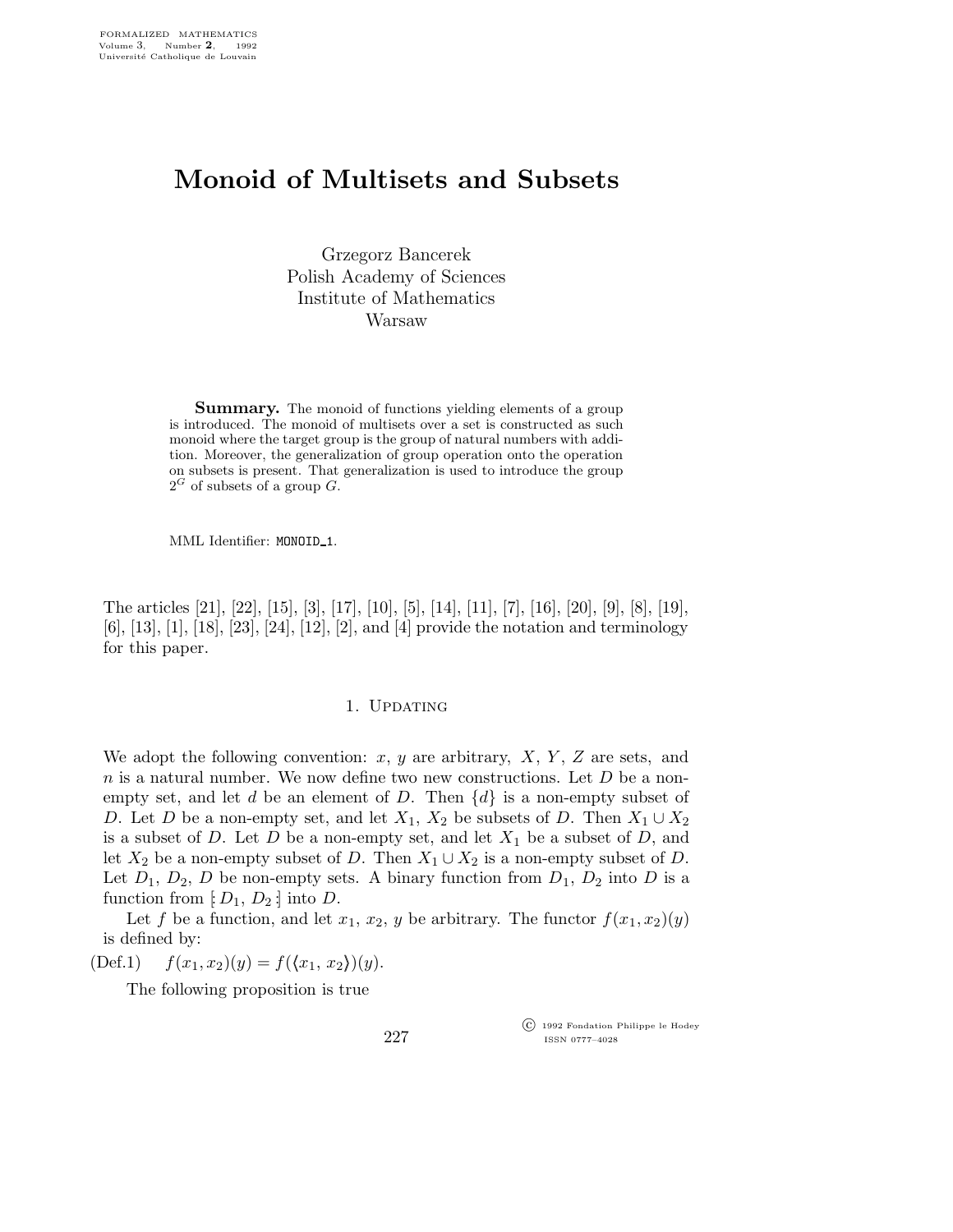FORMALIZED MATHEMATICS
Volume 3, Number 2, 1992
Université Catholique de Louvain

# Monoid of Multisets and Subsets

Grzegorz Bancerek
Polish Academy of Sciences
Institute of Mathematics
Warsaw

**Summary.** The monoid of functions yielding elements of a group is introduced. The monoid of multisets over a set is constructed as such monoid where the target group is the group of natural numbers with addition. Moreover, the generalization of group operation onto the operation on subsets is present. That generalization is used to introduce the group $2^G$ of subsets of a group $G$.

MML Identifier: MONOID_1.

The articles [21], [22], [15], [3], [17], [10], [5], [14], [11], [7], [16], [20], [9], [8], [19], [6], [13], [1], [18], [23], [24], [12], [2], and [4] provide the notation and terminology for this paper.

## 1. Updating

We adopt the following convention: $x$, $y$ are arbitrary, $X$, $Y$, $Z$ are sets, and $n$ is a natural number. We now define two new constructions. Let $D$ be a non-empty set, and let $d$ be an element of $D$. Then $\{d\}$ is a non-empty subset of $D$. Let $D$ be a non-empty set, and let $X_1$, $X_2$ be subsets of $D$. Then $X_1 \cup X_2$ is a subset of $D$. Let $D$ be a non-empty set, and let $X_1$ be a subset of $D$, and let $X_2$ be a non-empty subset of $D$. Then $X_1 \cup X_2$ is a non-empty subset of $D$. Let $D_1$, $D_2$, $D$ be non-empty sets. A binary function from $D_1$, $D_2$ into $D$ is a function from $[\!: D_1, D_2 :\!]$ into $D$.

Let $f$ be a function, and let $x_1$, $x_2$, $y$ be arbitrary. The functor $f(x_1, x_2)(y)$ is defined by:

(Def.1) $\quad f(x_1, x_2)(y) = f(\langle x_1, x_2 \rangle)(y)$.

The following proposition is true

© 1992 Fondation Philippe le Hodey
ISSN 0777–4028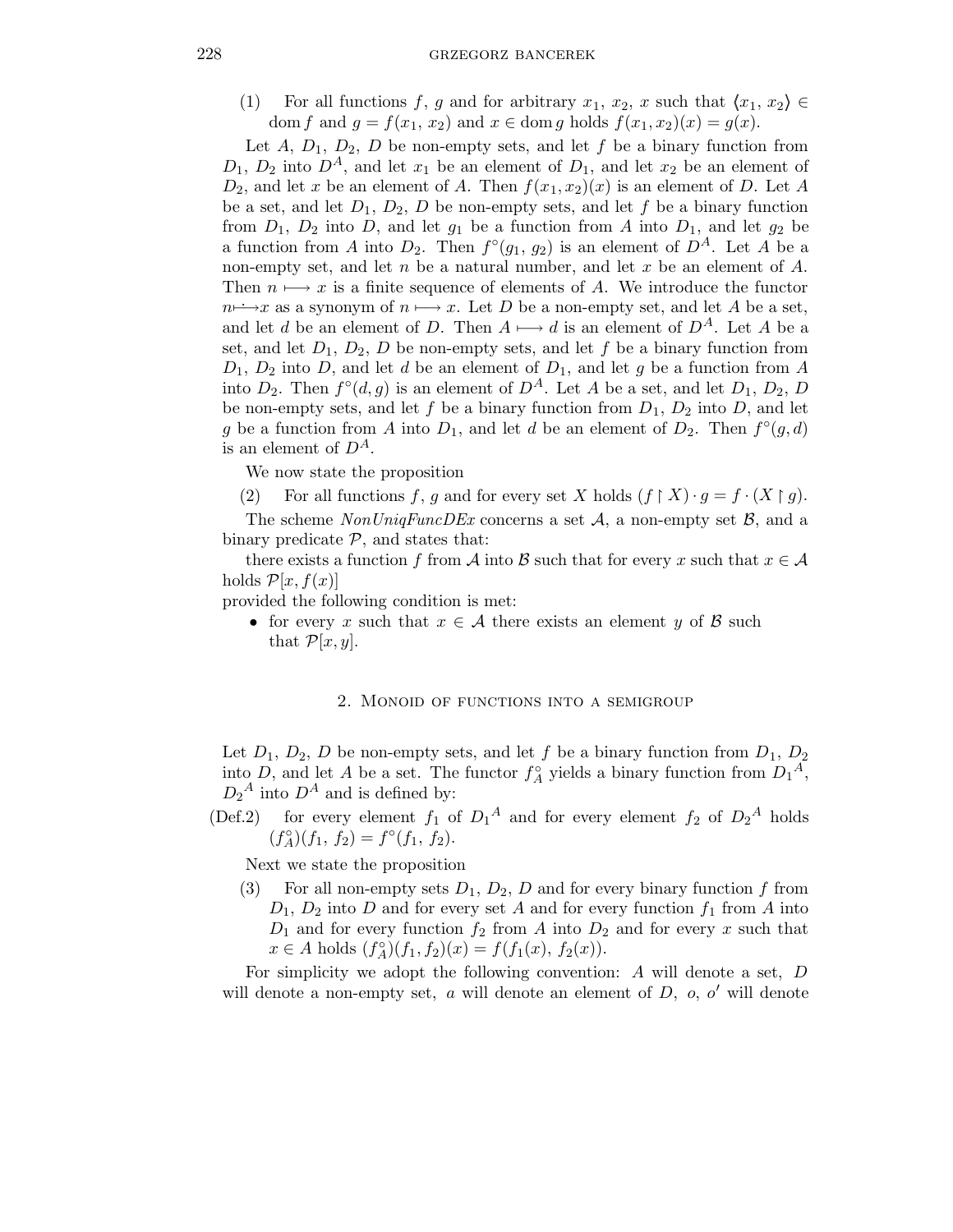(1) For all functions $f$, $g$ and for arbitrary $x_1$, $x_2$, $x$ such that $\langle x_1, x_2 \rangle \in \operatorname{dom} f$ and $g = f(x_1, x_2)$ and $x \in \operatorname{dom} g$ holds $f(x_1, x_2)(x) = g(x)$.

Let $A$, $D_1$, $D_2$, $D$ be non-empty sets, and let $f$ be a binary function from $D_1$, $D_2$ into $D^A$, and let $x_1$ be an element of $D_1$, and let $x_2$ be an element of $D_2$, and let $x$ be an element of $A$. Then $f(x_1, x_2)(x)$ is an element of $D$. Let $A$ be a set, and let $D_1$, $D_2$, $D$ be non-empty sets, and let $f$ be a binary function from $D_1$, $D_2$ into $D$, and let $g_1$ be a function from $A$ into $D_1$, and let $g_2$ be a function from $A$ into $D_2$. Then $f^\circ(g_1, g_2)$ is an element of $D^A$. Let $A$ be a non-empty set, and let $n$ be a natural number, and let $x$ be an element of $A$. Then $n \longmapsto x$ is a finite sequence of elements of $A$. We introduce the functor $n \dot{\longmapsto} x$ as a synonym of $n \longmapsto x$. Let $D$ be a non-empty set, and let $A$ be a set, and let $d$ be an element of $D$. Then $A \longmapsto d$ is an element of $D^A$. Let $A$ be a set, and let $D_1$, $D_2$, $D$ be non-empty sets, and let $f$ be a binary function from $D_1$, $D_2$ into $D$, and let $d$ be an element of $D_1$, and let $g$ be a function from $A$ into $D_2$. Then $f^\circ(d, g)$ is an element of $D^A$. Let $A$ be a set, and let $D_1$, $D_2$, $D$ be non-empty sets, and let $f$ be a binary function from $D_1$, $D_2$ into $D$, and let $g$ be a function from $A$ into $D_1$, and let $d$ be an element of $D_2$. Then $f^\circ(g, d)$ is an element of $D^A$.

We now state the proposition

(2) For all functions $f$, $g$ and for every set $X$ holds $(f \restriction X) \cdot g = f \cdot (X \restriction g)$.

The scheme *NonUniqFuncDEx* concerns a set $\mathcal{A}$, a non-empty set $\mathcal{B}$, and a binary predicate $\mathcal{P}$, and states that:

there exists a function $f$ from $\mathcal{A}$ into $\mathcal{B}$ such that for every $x$ such that $x \in \mathcal{A}$ holds $\mathcal{P}[x, f(x)]$

provided the following condition is met:

- for every $x$ such that $x \in \mathcal{A}$ there exists an element $y$ of $\mathcal{B}$ such that $\mathcal{P}[x, y]$.

## 2. Monoid of functions into a semigroup

Let $D_1$, $D_2$, $D$ be non-empty sets, and let $f$ be a binary function from $D_1$, $D_2$ into $D$, and let $A$ be a set. The functor $f_A^\circ$ yields a binary function from ${D_1}^A$, ${D_2}^A$ into $D^A$ and is defined by:

(Def.2) for every element $f_1$ of ${D_1}^A$ and for every element $f_2$ of ${D_2}^A$ holds $(f_A^\circ)(f_1, f_2) = f^\circ(f_1, f_2)$.

Next we state the proposition

(3) For all non-empty sets $D_1$, $D_2$, $D$ and for every binary function $f$ from $D_1$, $D_2$ into $D$ and for every set $A$ and for every function $f_1$ from $A$ into $D_1$ and for every function $f_2$ from $A$ into $D_2$ and for every $x$ such that $x \in A$ holds $(f_A^\circ)(f_1, f_2)(x) = f(f_1(x), f_2(x))$.

For simplicity we adopt the following convention: $A$ will denote a set, $D$ will denote a non-empty set, $a$ will denote an element of $D$, $o$, $o'$ will denote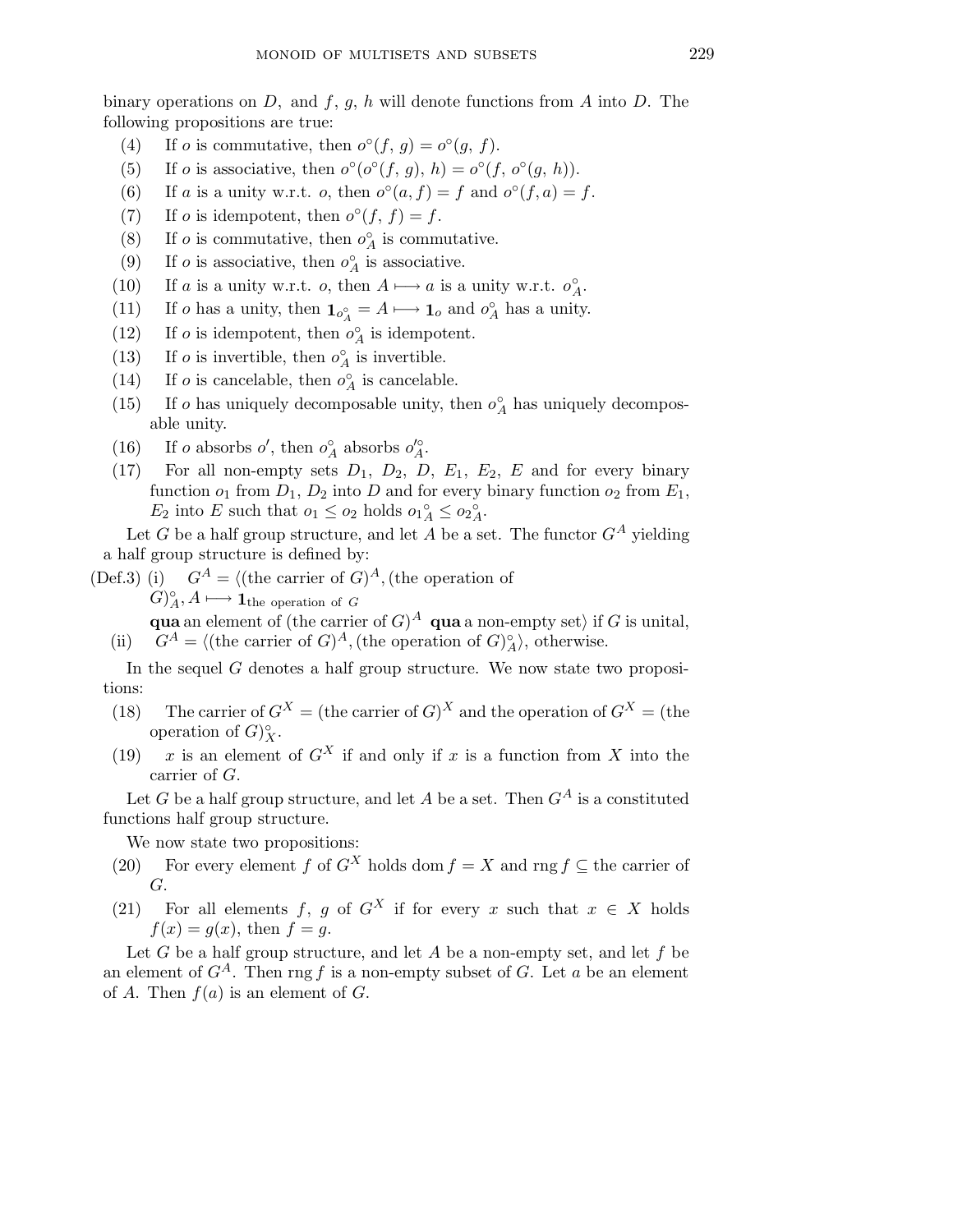binary operations on $D$, and $f$, $g$, $h$ will denote functions from $A$ into $D$. The following propositions are true:

(4) If $o$ is commutative, then $o^{\circ}(f, g) = o^{\circ}(g, f)$.

(5) If $o$ is associative, then $o^{\circ}(o^{\circ}(f, g), h) = o^{\circ}(f, o^{\circ}(g, h))$.

(6) If $a$ is a unity w.r.t. $o$, then $o^{\circ}(a, f) = f$ and $o^{\circ}(f, a) = f$.

(7) If $o$ is idempotent, then $o^{\circ}(f, f) = f$.

(8) If $o$ is commutative, then $o^{\circ}_{A}$ is commutative.

(9) If $o$ is associative, then $o^{\circ}_{A}$ is associative.

(10) If $a$ is a unity w.r.t. $o$, then $A \longmapsto a$ is a unity w.r.t. $o^{\circ}_{A}$.

(11) If $o$ has a unity, then $\mathbf{1}_{o^{\circ}_{A}} = A \longmapsto \mathbf{1}_{o}$ and $o^{\circ}_{A}$ has a unity.

(12) If $o$ is idempotent, then $o^{\circ}_{A}$ is idempotent.

(13) If $o$ is invertible, then $o^{\circ}_{A}$ is invertible.

(14) If $o$ is cancelable, then $o^{\circ}_{A}$ is cancelable.

(15) If $o$ has uniquely decomposable unity, then $o^{\circ}_{A}$ has uniquely decomposable unity.

(16) If $o$ absorbs $o'$, then $o^{\circ}_{A}$ absorbs $o'^{\circ}_{A}$.

(17) For all non-empty sets $D_1$, $D_2$, $D$, $E_1$, $E_2$, $E$ and for every binary function $o_1$ from $D_1$, $D_2$ into $D$ and for every binary function $o_2$ from $E_1$, $E_2$ into $E$ such that $o_1 \leq o_2$ holds ${o_1}^{\circ}_{A} \leq {o_2}^{\circ}_{A}$.

Let $G$ be a half group structure, and let $A$ be a set. The functor $G^{A}$ yielding a half group structure is defined by:

(Def.3) (i) $G^{A} = \langle$(the carrier of $G)^{A}$, (the operation of $G)^{\circ}_{A}$, $A \longmapsto \mathbf{1}_{\text{the operation of } G}$ **qua** an element of (the carrier of $G)^{A}$ **qua** a non-empty set$\rangle$ if $G$ is unital,

(ii) $G^{A} = \langle$(the carrier of $G)^{A}$, (the operation of $G)^{\circ}_{A}\rangle$, otherwise.

In the sequel $G$ denotes a half group structure. We now state two propositions:

(18) The carrier of $G^{X} =$ (the carrier of $G)^{X}$ and the operation of $G^{X} =$ (the operation of $G)^{\circ}_{X}$.

(19) $x$ is an element of $G^{X}$ if and only if $x$ is a function from $X$ into the carrier of $G$.

Let $G$ be a half group structure, and let $A$ be a set. Then $G^{A}$ is a constituted functions half group structure.

We now state two propositions:

(20) For every element $f$ of $G^{X}$ holds $\operatorname{dom} f = X$ and $\operatorname{rng} f \subseteq$ the carrier of $G$.

(21) For all elements $f$, $g$ of $G^{X}$ if for every $x$ such that $x \in X$ holds $f(x) = g(x)$, then $f = g$.

Let $G$ be a half group structure, and let $A$ be a non-empty set, and let $f$ be an element of $G^{A}$. Then $\operatorname{rng} f$ is a non-empty subset of $G$. Let $a$ be an element of $A$. Then $f(a)$ is an element of $G$.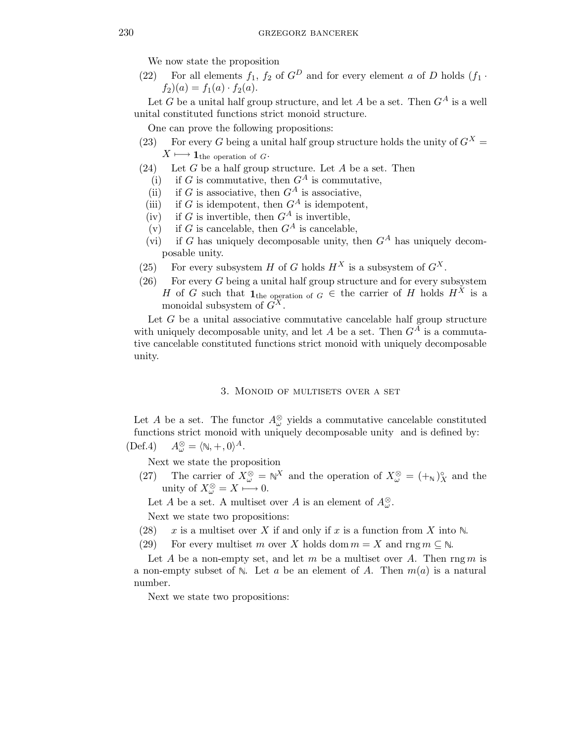We now state the proposition

(22) For all elements $f_1$, $f_2$ of $G^D$ and for every element $a$ of $D$ holds $(f_1 \cdot f_2)(a) = f_1(a) \cdot f_2(a)$.

Let $G$ be a unital half group structure, and let $A$ be a set. Then $G^A$ is a well unital constituted functions strict monoid structure.

One can prove the following propositions:

(23) For every $G$ being a unital half group structure holds the unity of $G^X = X \longmapsto \mathbf{1}_{\text{the operation of } G}$.

(24) Let $G$ be a half group structure. Let $A$ be a set. Then
  (i) if $G$ is commutative, then $G^A$ is commutative,
  (ii) if $G$ is associative, then $G^A$ is associative,
  (iii) if $G$ is idempotent, then $G^A$ is idempotent,
  (iv) if $G$ is invertible, then $G^A$ is invertible,
  (v) if $G$ is cancelable, then $G^A$ is cancelable,
  (vi) if $G$ has uniquely decomposable unity, then $G^A$ has uniquely decomposable unity.

(25) For every subsystem $H$ of $G$ holds $H^X$ is a subsystem of $G^X$.

(26) For every $G$ being a unital half group structure and for every subsystem $H$ of $G$ such that $\mathbf{1}_{\text{the operation of } G} \in$ the carrier of $H$ holds $H^X$ is a monoidal subsystem of $G^X$.

Let $G$ be a unital associative commutative cancelable half group structure with uniquely decomposable unity, and let $A$ be a set. Then $G^A$ is a commutative cancelable constituted functions strict monoid with uniquely decomposable unity.

## 3. Monoid of multisets over a set

Let $A$ be a set. The functor $A^{\otimes}_{\omega}$ yields a commutative cancelable constituted functions strict monoid with uniquely decomposable unity and is defined by:

(Def.4) $A^{\otimes}_{\omega} = \langle \mathbb{N}, +, 0 \rangle^A$.

Next we state the proposition

(27) The carrier of $X^{\otimes}_{\omega} = \mathbb{N}^X$ and the operation of $X^{\otimes}_{\omega} = (+_{\mathbb{N}})^{\circ}_{X}$ and the unity of $X^{\otimes}_{\omega} = X \longmapsto 0$.

Let $A$ be a set. A multiset over $A$ is an element of $A^{\otimes}_{\omega}$.

Next we state two propositions:

(28) $x$ is a multiset over $X$ if and only if $x$ is a function from $X$ into $\mathbb{N}$.

(29) For every multiset $m$ over $X$ holds $\operatorname{dom} m = X$ and $\operatorname{rng} m \subseteq \mathbb{N}$.

Let $A$ be a non-empty set, and let $m$ be a multiset over $A$. Then $\operatorname{rng} m$ is a non-empty subset of $\mathbb{N}$. Let $a$ be an element of $A$. Then $m(a)$ is a natural number.

Next we state two propositions: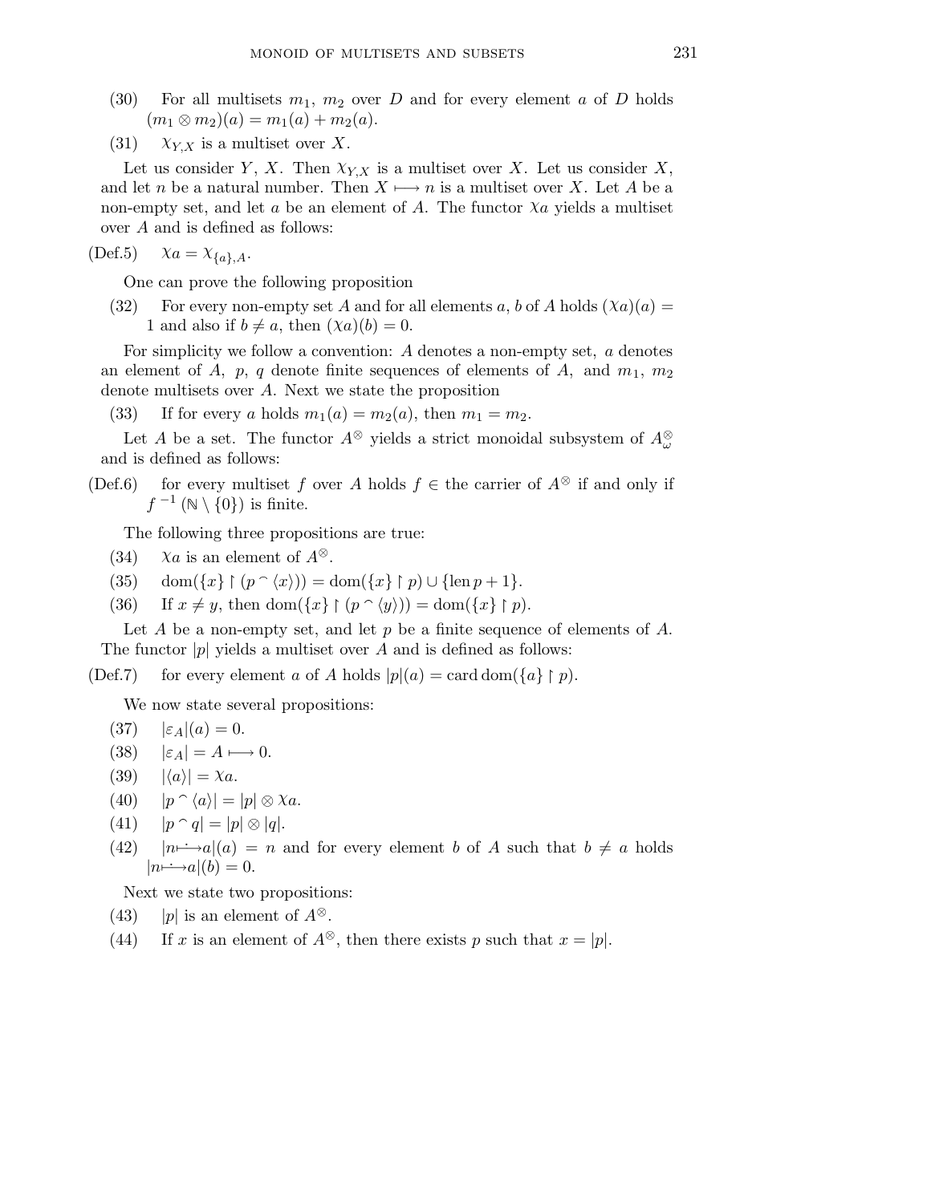(30) For all multisets $m_1$, $m_2$ over $D$ and for every element $a$ of $D$ holds $(m_1 \otimes m_2)(a) = m_1(a) + m_2(a)$.

(31) $\chi_{Y,X}$ is a multiset over $X$.

Let us consider $Y$, $X$. Then $\chi_{Y,X}$ is a multiset over $X$. Let us consider $X$, and let $n$ be a natural number. Then $X \longmapsto n$ is a multiset over $X$. Let $A$ be a non-empty set, and let $a$ be an element of $A$. The functor $\chi a$ yields a multiset over $A$ and is defined as follows:

(Def.5) $\chi a = \chi_{\{a\},A}$.

One can prove the following proposition

(32) For every non-empty set $A$ and for all elements $a$, $b$ of $A$ holds $(\chi a)(a) = 1$ and also if $b \neq a$, then $(\chi a)(b) = 0$.

For simplicity we follow a convention: $A$ denotes a non-empty set, $a$ denotes an element of $A$, $p$, $q$ denote finite sequences of elements of $A$, and $m_1$, $m_2$ denote multisets over $A$. Next we state the proposition

(33) If for every $a$ holds $m_1(a) = m_2(a)$, then $m_1 = m_2$.

Let $A$ be a set. The functor $A^{\otimes}$ yields a strict monoidal subsystem of $A^{\otimes}_{\omega}$ and is defined as follows:

(Def.6) for every multiset $f$ over $A$ holds $f \in$ the carrier of $A^{\otimes}$ if and only if $f^{-1}(\mathbb{N} \setminus \{0\})$ is finite.

The following three propositions are true:

(34) $\chi a$ is an element of $A^{\otimes}$.

(35) $\mathrm{dom}(\{x\} \restriction (p \frown \langle x \rangle)) = \mathrm{dom}(\{x\} \restriction p) \cup \{\mathrm{len}\, p + 1\}$.

(36) If $x \neq y$, then $\mathrm{dom}(\{x\} \restriction (p \frown \langle y \rangle)) = \mathrm{dom}(\{x\} \restriction p)$.

Let $A$ be a non-empty set, and let $p$ be a finite sequence of elements of $A$. The functor $|p|$ yields a multiset over $A$ and is defined as follows:

(Def.7) for every element $a$ of $A$ holds $|p|(a) = \mathrm{card}\,\mathrm{dom}(\{a\} \restriction p)$.

We now state several propositions:

(37) $|\varepsilon_A|(a) = 0$.

(38) $|\varepsilon_A| = A \longmapsto 0$.

(39) $|\langle a \rangle| = \chi a$.

(40) $|p \frown \langle a \rangle| = |p| \otimes \chi a$.

(41) $|p \frown q| = |p| \otimes |q|$.

(42) $|n \dot{\longmapsto} a|(a) = n$ and for every element $b$ of $A$ such that $b \neq a$ holds $|n \dot{\longmapsto} a|(b) = 0$.

Next we state two propositions:

(43) $|p|$ is an element of $A^{\otimes}$.

(44) If $x$ is an element of $A^{\otimes}$, then there exists $p$ such that $x = |p|$.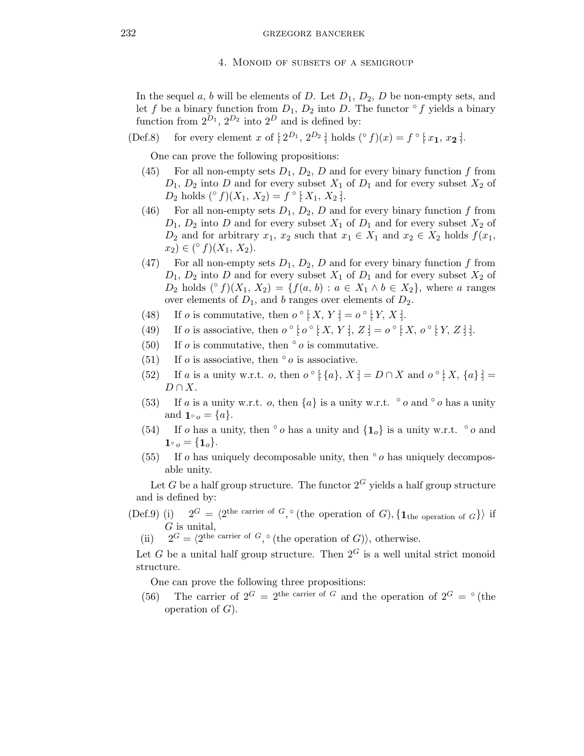## 4. Monoid of subsets of a semigroup

In the sequel $a$, $b$ will be elements of $D$. Let $D_1$, $D_2$, $D$ be non-empty sets, and let $f$ be a binary function from $D_1$, $D_2$ into $D$. The functor $^\circ f$ yields a binary function from $2^{D_1}$, $2^{D_2}$ into $2^D$ and is defined by:

(Def.8) for every element $x$ of $[\!:2^{D_1}, 2^{D_2}:\!]$ holds $(^\circ f)(x) = f\,^\circ\,[\!: x_{\mathbf{1}}, x_{\mathbf{2}} :\!]$.

One can prove the following propositions:

(45) For all non-empty sets $D_1$, $D_2$, $D$ and for every binary function $f$ from $D_1$, $D_2$ into $D$ and for every subset $X_1$ of $D_1$ and for every subset $X_2$ of $D_2$ holds $(^\circ f)(X_1, X_2) = f\,^\circ\,[\!: X_1, X_2 :\!]$.

(46) For all non-empty sets $D_1$, $D_2$, $D$ and for every binary function $f$ from $D_1$, $D_2$ into $D$ and for every subset $X_1$ of $D_1$ and for every subset $X_2$ of $D_2$ and for arbitrary $x_1$, $x_2$ such that $x_1 \in X_1$ and $x_2 \in X_2$ holds $f(x_1, x_2) \in (^\circ f)(X_1, X_2)$.

(47) For all non-empty sets $D_1$, $D_2$, $D$ and for every binary function $f$ from $D_1$, $D_2$ into $D$ and for every subset $X_1$ of $D_1$ and for every subset $X_2$ of $D_2$ holds $(^\circ f)(X_1, X_2) = \{f(a, b) : a \in X_1 \wedge b \in X_2\}$, where $a$ ranges over elements of $D_1$, and $b$ ranges over elements of $D_2$.

(48) If $o$ is commutative, then $o\,^\circ\,[\!: X, Y :\!] = o\,^\circ\,[\!: Y, X :\!]$.

(49) If $o$ is associative, then $o\,^\circ\,[\!: o\,^\circ\,[\!: X, Y :\!], Z :\!] = o\,^\circ\,[\!: X, o\,^\circ\,[\!: Y, Z :\!] :\!]$.

(50) If $o$ is commutative, then $^\circ o$ is commutative.

(51) If $o$ is associative, then $^\circ o$ is associative.

(52) If $a$ is a unity w.r.t. $o$, then $o\,^\circ\,[\!: \{a\}, X :\!] = D \cap X$ and $o\,^\circ\,[\!: X, \{a\} :\!] = D \cap X$.

(53) If $a$ is a unity w.r.t. $o$, then $\{a\}$ is a unity w.r.t. $^\circ o$ and $^\circ o$ has a unity and $\mathbf{1}_{^\circ o} = \{a\}$.

(54) If $o$ has a unity, then $^\circ o$ has a unity and $\{\mathbf{1}_o\}$ is a unity w.r.t. $^\circ o$ and $\mathbf{1}_{^\circ o} = \{\mathbf{1}_o\}$.

(55) If $o$ has uniquely decomposable unity, then $^\circ o$ has uniquely decomposable unity.

Let $G$ be a half group structure. The functor $2^G$ yields a half group structure and is defined by:

(Def.9) (i) $2^G = \langle 2^{\text{the carrier of } G}, {}^\circ(\text{the operation of } G), \{\mathbf{1}_{\text{the operation of } G}\}\rangle$ if $G$ is unital,

(ii) $2^G = \langle 2^{\text{the carrier of } G}, {}^\circ(\text{the operation of } G)\rangle$, otherwise.

Let $G$ be a unital half group structure. Then $2^G$ is a well unital strict monoid structure.

One can prove the following three propositions:

(56) The carrier of $2^G = 2^{\text{the carrier of } G}$ and the operation of $2^G = {}^\circ(\text{the operation of } G)$.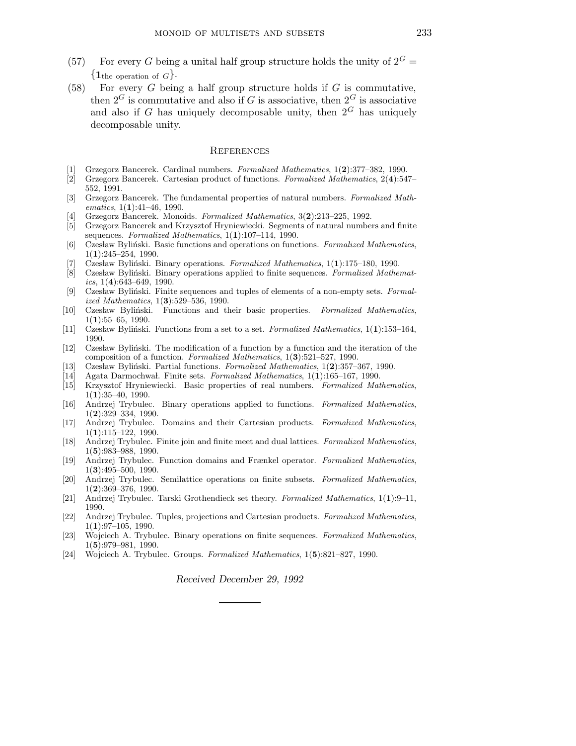(57) For every $G$ being a unital half group structure holds the unity of $2^G = \{\mathbf{1}_{\text{the operation of } G}\}$.

(58) For every $G$ being a half group structure holds if $G$ is commutative, then $2^G$ is commutative and also if $G$ is associative, then $2^G$ is associative and also if $G$ has uniquely decomposable unity, then $2^G$ has uniquely decomposable unity.

## References

[1] Grzegorz Bancerek. Cardinal numbers. *Formalized Mathematics*, 1(**2**):377–382, 1990.

[2] Grzegorz Bancerek. Cartesian product of functions. *Formalized Mathematics*, 2(**4**):547–552, 1991.

[3] Grzegorz Bancerek. The fundamental properties of natural numbers. *Formalized Mathematics*, 1(**1**):41–46, 1990.

[4] Grzegorz Bancerek. Monoids. *Formalized Mathematics*, 3(**2**):213–225, 1992.

[5] Grzegorz Bancerek and Krzysztof Hryniewiecki. Segments of natural numbers and finite sequences. *Formalized Mathematics*, 1(**1**):107–114, 1990.

[6] Czesław Byliński. Basic functions and operations on functions. *Formalized Mathematics*, 1(**1**):245–254, 1990.

[7] Czesław Byliński. Binary operations. *Formalized Mathematics*, 1(**1**):175–180, 1990.

[8] Czesław Byliński. Binary operations applied to finite sequences. *Formalized Mathematics*, 1(**4**):643–649, 1990.

[9] Czesław Byliński. Finite sequences and tuples of elements of a non-empty sets. *Formalized Mathematics*, 1(**3**):529–536, 1990.

[10] Czesław Byliński. Functions and their basic properties. *Formalized Mathematics*, 1(**1**):55–65, 1990.

[11] Czesław Byliński. Functions from a set to a set. *Formalized Mathematics*, 1(**1**):153–164, 1990.

[12] Czesław Byliński. The modification of a function by a function and the iteration of the composition of a function. *Formalized Mathematics*, 1(**3**):521–527, 1990.

[13] Czesław Byliński. Partial functions. *Formalized Mathematics*, 1(**2**):357–367, 1990.

[14] Agata Darmochwał. Finite sets. *Formalized Mathematics*, 1(**1**):165–167, 1990.

[15] Krzysztof Hryniewiecki. Basic properties of real numbers. *Formalized Mathematics*, 1(**1**):35–40, 1990.

[16] Andrzej Trybulec. Binary operations applied to functions. *Formalized Mathematics*, 1(**2**):329–334, 1990.

[17] Andrzej Trybulec. Domains and their Cartesian products. *Formalized Mathematics*, 1(**1**):115–122, 1990.

[18] Andrzej Trybulec. Finite join and finite meet and dual lattices. *Formalized Mathematics*, 1(**5**):983–988, 1990.

[19] Andrzej Trybulec. Function domains and Frænkel operator. *Formalized Mathematics*, 1(**3**):495–500, 1990.

[20] Andrzej Trybulec. Semilattice operations on finite subsets. *Formalized Mathematics*, 1(**2**):369–376, 1990.

[21] Andrzej Trybulec. Tarski Grothendieck set theory. *Formalized Mathematics*, 1(**1**):9–11, 1990.

[22] Andrzej Trybulec. Tuples, projections and Cartesian products. *Formalized Mathematics*, 1(**1**):97–105, 1990.

[23] Wojciech A. Trybulec. Binary operations on finite sequences. *Formalized Mathematics*, 1(**5**):979–981, 1990.

[24] Wojciech A. Trybulec. Groups. *Formalized Mathematics*, 1(**5**):821–827, 1990.

*Received December 29, 1992*